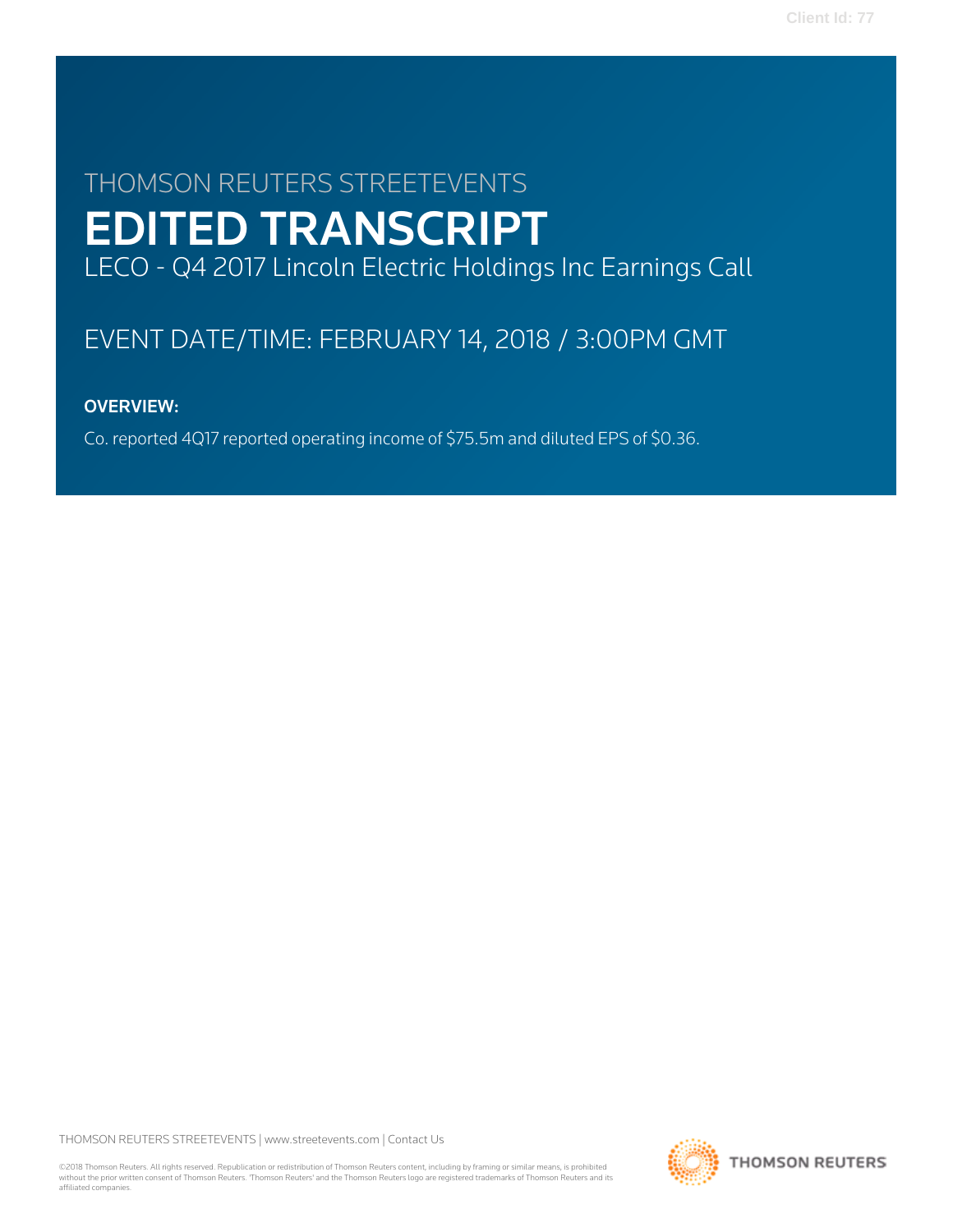Client Id: 77

# THOMSON REUTERS STREETEVENTS

# EDITED TRANSCRIPT

LECO - Q4 2017 Lincoln Electric Holdings Inc Earnings Call

EVENT DATE/TIME: FEBRUARY 14, 2018 / 3:00PM GMT

**OVERVIEW:**

Co. reported 4Q17 reported operating income of $75.5m and diluted EPS of $0.36.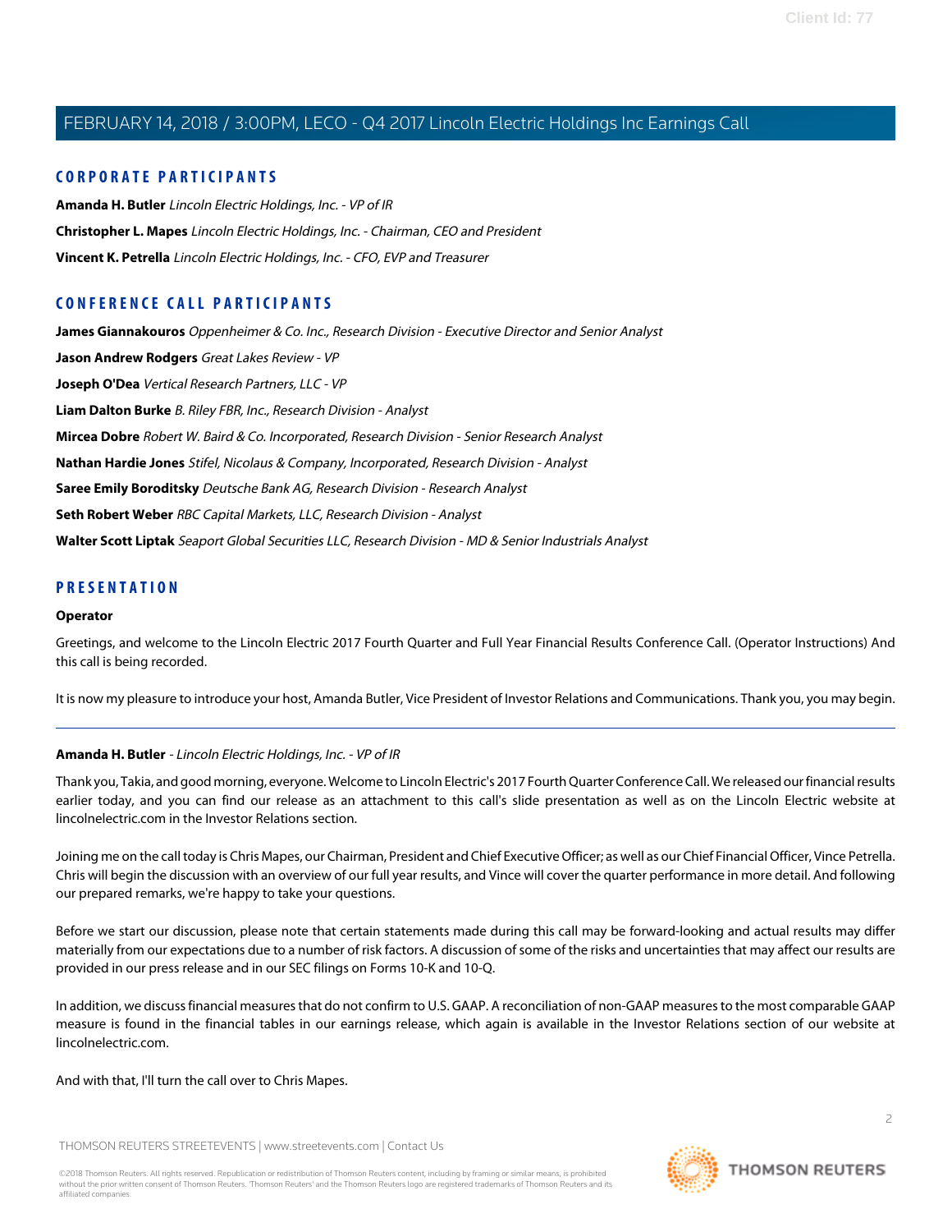## CORPORATE PARTICIPANTS

**Amanda H. Butler** *Lincoln Electric Holdings, Inc. - VP of IR*

**Christopher L. Mapes** *Lincoln Electric Holdings, Inc. - Chairman, CEO and President*

**Vincent K. Petrella** *Lincoln Electric Holdings, Inc. - CFO, EVP and Treasurer*

## CONFERENCE CALL PARTICIPANTS

**James Giannakouros** *Oppenheimer & Co. Inc., Research Division - Executive Director and Senior Analyst*

**Jason Andrew Rodgers** *Great Lakes Review - VP*

**Joseph O'Dea** *Vertical Research Partners, LLC - VP*

**Liam Dalton Burke** *B. Riley FBR, Inc., Research Division - Analyst*

**Mircea Dobre** *Robert W. Baird & Co. Incorporated, Research Division - Senior Research Analyst*

**Nathan Hardie Jones** *Stifel, Nicolaus & Company, Incorporated, Research Division - Analyst*

**Saree Emily Boroditsky** *Deutsche Bank AG, Research Division - Research Analyst*

**Seth Robert Weber** *RBC Capital Markets, LLC, Research Division - Analyst*

**Walter Scott Liptak** *Seaport Global Securities LLC, Research Division - MD & Senior Industrials Analyst*

## PRESENTATION

**Operator**

Greetings, and welcome to the Lincoln Electric 2017 Fourth Quarter and Full Year Financial Results Conference Call. (Operator Instructions) And this call is being recorded.

It is now my pleasure to introduce your host, Amanda Butler, Vice President of Investor Relations and Communications. Thank you, you may begin.

---

**Amanda H. Butler** - *Lincoln Electric Holdings, Inc. - VP of IR*

Thank you, Takia, and good morning, everyone. Welcome to Lincoln Electric's 2017 Fourth Quarter Conference Call. We released our financial results earlier today, and you can find our release as an attachment to this call's slide presentation as well as on the Lincoln Electric website at lincolnelectric.com in the Investor Relations section.

Joining me on the call today is Chris Mapes, our Chairman, President and Chief Executive Officer; as well as our Chief Financial Officer, Vince Petrella. Chris will begin the discussion with an overview of our full year results, and Vince will cover the quarter performance in more detail. And following our prepared remarks, we're happy to take your questions.

Before we start our discussion, please note that certain statements made during this call may be forward-looking and actual results may differ materially from our expectations due to a number of risk factors. A discussion of some of the risks and uncertainties that may affect our results are provided in our press release and in our SEC filings on Forms 10-K and 10-Q.

In addition, we discuss financial measures that do not confirm to U.S. GAAP. A reconciliation of non-GAAP measures to the most comparable GAAP measure is found in the financial tables in our earnings release, which again is available in the Investor Relations section of our website at lincolnelectric.com.

And with that, I'll turn the call over to Chris Mapes.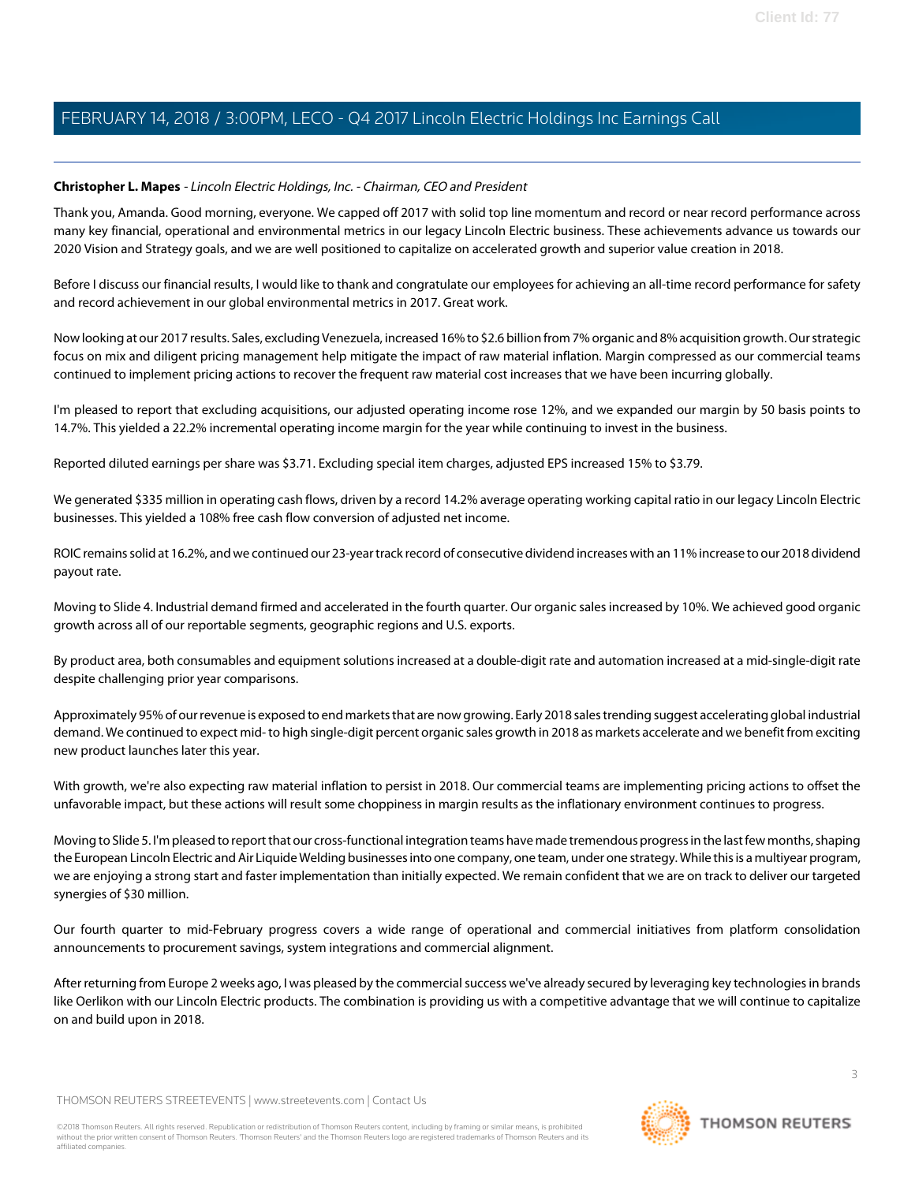**Christopher L. Mapes** - *Lincoln Electric Holdings, Inc. - Chairman, CEO and President*

Thank you, Amanda. Good morning, everyone. We capped off 2017 with solid top line momentum and record or near record performance across many key financial, operational and environmental metrics in our legacy Lincoln Electric business. These achievements advance us towards our 2020 Vision and Strategy goals, and we are well positioned to capitalize on accelerated growth and superior value creation in 2018.

Before I discuss our financial results, I would like to thank and congratulate our employees for achieving an all-time record performance for safety and record achievement in our global environmental metrics in 2017. Great work.

Now looking at our 2017 results. Sales, excluding Venezuela, increased 16% to $2.6 billion from 7% organic and 8% acquisition growth. Our strategic focus on mix and diligent pricing management help mitigate the impact of raw material inflation. Margin compressed as our commercial teams continued to implement pricing actions to recover the frequent raw material cost increases that we have been incurring globally.

I'm pleased to report that excluding acquisitions, our adjusted operating income rose 12%, and we expanded our margin by 50 basis points to 14.7%. This yielded a 22.2% incremental operating income margin for the year while continuing to invest in the business.

Reported diluted earnings per share was $3.71. Excluding special item charges, adjusted EPS increased 15% to $3.79.

We generated $335 million in operating cash flows, driven by a record 14.2% average operating working capital ratio in our legacy Lincoln Electric businesses. This yielded a 108% free cash flow conversion of adjusted net income.

ROIC remains solid at 16.2%, and we continued our 23-year track record of consecutive dividend increases with an 11% increase to our 2018 dividend payout rate.

Moving to Slide 4. Industrial demand firmed and accelerated in the fourth quarter. Our organic sales increased by 10%. We achieved good organic growth across all of our reportable segments, geographic regions and U.S. exports.

By product area, both consumables and equipment solutions increased at a double-digit rate and automation increased at a mid-single-digit rate despite challenging prior year comparisons.

Approximately 95% of our revenue is exposed to end markets that are now growing. Early 2018 sales trending suggest accelerating global industrial demand. We continued to expect mid- to high single-digit percent organic sales growth in 2018 as markets accelerate and we benefit from exciting new product launches later this year.

With growth, we're also expecting raw material inflation to persist in 2018. Our commercial teams are implementing pricing actions to offset the unfavorable impact, but these actions will result some choppiness in margin results as the inflationary environment continues to progress.

Moving to Slide 5. I'm pleased to report that our cross-functional integration teams have made tremendous progress in the last few months, shaping the European Lincoln Electric and Air Liquide Welding businesses into one company, one team, under one strategy. While this is a multiyear program, we are enjoying a strong start and faster implementation than initially expected. We remain confident that we are on track to deliver our targeted synergies of $30 million.

Our fourth quarter to mid-February progress covers a wide range of operational and commercial initiatives from platform consolidation announcements to procurement savings, system integrations and commercial alignment.

After returning from Europe 2 weeks ago, I was pleased by the commercial success we've already secured by leveraging key technologies in brands like Oerlikon with our Lincoln Electric products. The combination is providing us with a competitive advantage that we will continue to capitalize on and build upon in 2018.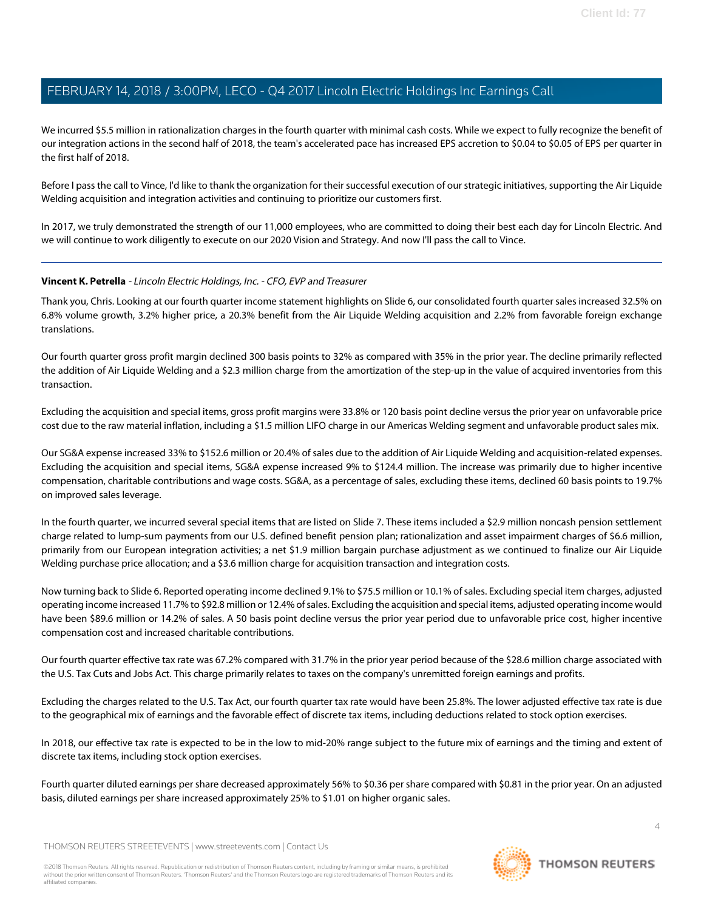We incurred $5.5 million in rationalization charges in the fourth quarter with minimal cash costs. While we expect to fully recognize the benefit of our integration actions in the second half of 2018, the team's accelerated pace has increased EPS accretion to $0.04 to $0.05 of EPS per quarter in the first half of 2018.

Before I pass the call to Vince, I'd like to thank the organization for their successful execution of our strategic initiatives, supporting the Air Liquide Welding acquisition and integration activities and continuing to prioritize our customers first.

In 2017, we truly demonstrated the strength of our 11,000 employees, who are committed to doing their best each day for Lincoln Electric. And we will continue to work diligently to execute on our 2020 Vision and Strategy. And now I'll pass the call to Vince.

---

**Vincent K. Petrella** - *Lincoln Electric Holdings, Inc. - CFO, EVP and Treasurer*

Thank you, Chris. Looking at our fourth quarter income statement highlights on Slide 6, our consolidated fourth quarter sales increased 32.5% on 6.8% volume growth, 3.2% higher price, a 20.3% benefit from the Air Liquide Welding acquisition and 2.2% from favorable foreign exchange translations.

Our fourth quarter gross profit margin declined 300 basis points to 32% as compared with 35% in the prior year. The decline primarily reflected the addition of Air Liquide Welding and a $2.3 million charge from the amortization of the step-up in the value of acquired inventories from this transaction.

Excluding the acquisition and special items, gross profit margins were 33.8% or 120 basis point decline versus the prior year on unfavorable price cost due to the raw material inflation, including a $1.5 million LIFO charge in our Americas Welding segment and unfavorable product sales mix.

Our SG&A expense increased 33% to $152.6 million or 20.4% of sales due to the addition of Air Liquide Welding and acquisition-related expenses. Excluding the acquisition and special items, SG&A expense increased 9% to $124.4 million. The increase was primarily due to higher incentive compensation, charitable contributions and wage costs. SG&A, as a percentage of sales, excluding these items, declined 60 basis points to 19.7% on improved sales leverage.

In the fourth quarter, we incurred several special items that are listed on Slide 7. These items included a $2.9 million noncash pension settlement charge related to lump-sum payments from our U.S. defined benefit pension plan; rationalization and asset impairment charges of $6.6 million, primarily from our European integration activities; a net $1.9 million bargain purchase adjustment as we continued to finalize our Air Liquide Welding purchase price allocation; and a $3.6 million charge for acquisition transaction and integration costs.

Now turning back to Slide 6. Reported operating income declined 9.1% to $75.5 million or 10.1% of sales. Excluding special item charges, adjusted operating income increased 11.7% to $92.8 million or 12.4% of sales. Excluding the acquisition and special items, adjusted operating income would have been $89.6 million or 14.2% of sales. A 50 basis point decline versus the prior year period due to unfavorable price cost, higher incentive compensation cost and increased charitable contributions.

Our fourth quarter effective tax rate was 67.2% compared with 31.7% in the prior year period because of the $28.6 million charge associated with the U.S. Tax Cuts and Jobs Act. This charge primarily relates to taxes on the company's unremitted foreign earnings and profits.

Excluding the charges related to the U.S. Tax Act, our fourth quarter tax rate would have been 25.8%. The lower adjusted effective tax rate is due to the geographical mix of earnings and the favorable effect of discrete tax items, including deductions related to stock option exercises.

In 2018, our effective tax rate is expected to be in the low to mid-20% range subject to the future mix of earnings and the timing and extent of discrete tax items, including stock option exercises.

Fourth quarter diluted earnings per share decreased approximately 56% to $0.36 per share compared with $0.81 in the prior year. On an adjusted basis, diluted earnings per share increased approximately 25% to $1.01 on higher organic sales.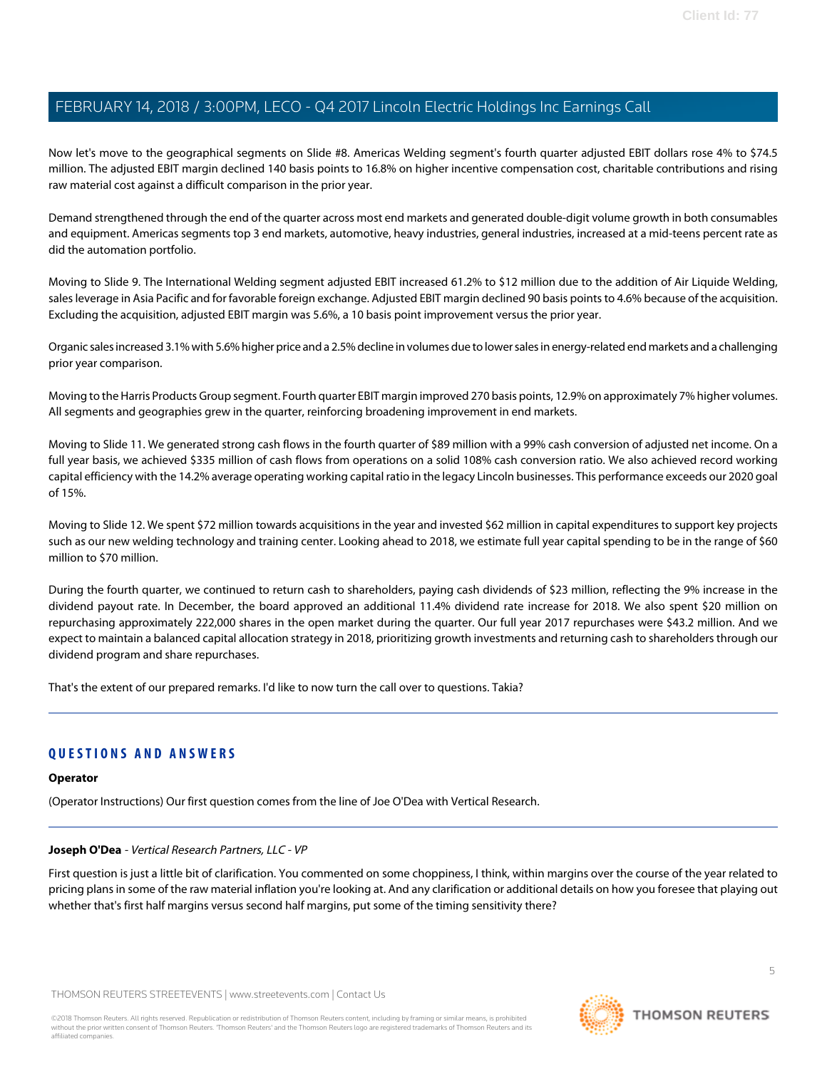Now let's move to the geographical segments on Slide #8. Americas Welding segment's fourth quarter adjusted EBIT dollars rose 4% to $74.5 million. The adjusted EBIT margin declined 140 basis points to 16.8% on higher incentive compensation cost, charitable contributions and rising raw material cost against a difficult comparison in the prior year.

Demand strengthened through the end of the quarter across most end markets and generated double-digit volume growth in both consumables and equipment. Americas segments top 3 end markets, automotive, heavy industries, general industries, increased at a mid-teens percent rate as did the automation portfolio.

Moving to Slide 9. The International Welding segment adjusted EBIT increased 61.2% to $12 million due to the addition of Air Liquide Welding, sales leverage in Asia Pacific and for favorable foreign exchange. Adjusted EBIT margin declined 90 basis points to 4.6% because of the acquisition. Excluding the acquisition, adjusted EBIT margin was 5.6%, a 10 basis point improvement versus the prior year.

Organic sales increased 3.1% with 5.6% higher price and a 2.5% decline in volumes due to lower sales in energy-related end markets and a challenging prior year comparison.

Moving to the Harris Products Group segment. Fourth quarter EBIT margin improved 270 basis points, 12.9% on approximately 7% higher volumes. All segments and geographies grew in the quarter, reinforcing broadening improvement in end markets.

Moving to Slide 11. We generated strong cash flows in the fourth quarter of $89 million with a 99% cash conversion of adjusted net income. On a full year basis, we achieved $335 million of cash flows from operations on a solid 108% cash conversion ratio. We also achieved record working capital efficiency with the 14.2% average operating working capital ratio in the legacy Lincoln businesses. This performance exceeds our 2020 goal of 15%.

Moving to Slide 12. We spent $72 million towards acquisitions in the year and invested $62 million in capital expenditures to support key projects such as our new welding technology and training center. Looking ahead to 2018, we estimate full year capital spending to be in the range of $60 million to $70 million.

During the fourth quarter, we continued to return cash to shareholders, paying cash dividends of $23 million, reflecting the 9% increase in the dividend payout rate. In December, the board approved an additional 11.4% dividend rate increase for 2018. We also spent $20 million on repurchasing approximately 222,000 shares in the open market during the quarter. Our full year 2017 repurchases were $43.2 million. And we expect to maintain a balanced capital allocation strategy in 2018, prioritizing growth investments and returning cash to shareholders through our dividend program and share repurchases.

That's the extent of our prepared remarks. I'd like to now turn the call over to questions. Takia?

---

## QUESTIONS AND ANSWERS

**Operator**

(Operator Instructions) Our first question comes from the line of Joe O'Dea with Vertical Research.

---

**Joseph O'Dea** - *Vertical Research Partners, LLC - VP*

First question is just a little bit of clarification. You commented on some choppiness, I think, within margins over the course of the year related to pricing plans in some of the raw material inflation you're looking at. And any clarification or additional details on how you foresee that playing out whether that's first half margins versus second half margins, put some of the timing sensitivity there?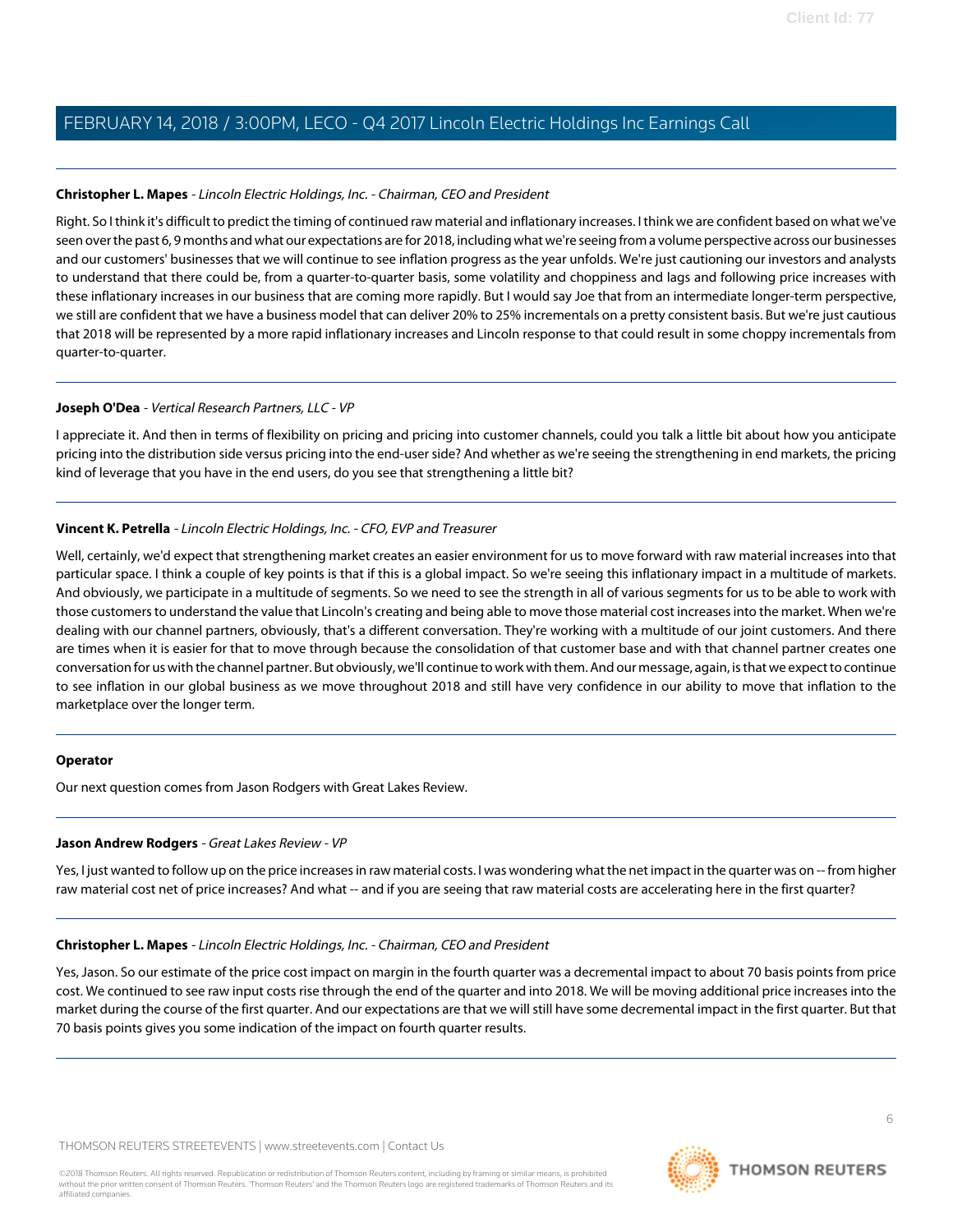**Christopher L. Mapes** - *Lincoln Electric Holdings, Inc. - Chairman, CEO and President*

Right. So I think it's difficult to predict the timing of continued raw material and inflationary increases. I think we are confident based on what we've seen over the past 6, 9 months and what our expectations are for 2018, including what we're seeing from a volume perspective across our businesses and our customers' businesses that we will continue to see inflation progress as the year unfolds. We're just cautioning our investors and analysts to understand that there could be, from a quarter-to-quarter basis, some volatility and choppiness and lags and following price increases with these inflationary increases in our business that are coming more rapidly. But I would say Joe that from an intermediate longer-term perspective, we still are confident that we have a business model that can deliver 20% to 25% incrementals on a pretty consistent basis. But we're just cautious that 2018 will be represented by a more rapid inflationary increases and Lincoln response to that could result in some choppy incrementals from quarter-to-quarter.

---

**Joseph O'Dea** - *Vertical Research Partners, LLC - VP*

I appreciate it. And then in terms of flexibility on pricing and pricing into customer channels, could you talk a little bit about how you anticipate pricing into the distribution side versus pricing into the end-user side? And whether as we're seeing the strengthening in end markets, the pricing kind of leverage that you have in the end users, do you see that strengthening a little bit?

---

**Vincent K. Petrella** - *Lincoln Electric Holdings, Inc. - CFO, EVP and Treasurer*

Well, certainly, we'd expect that strengthening market creates an easier environment for us to move forward with raw material increases into that particular space. I think a couple of key points is that if this is a global impact. So we're seeing this inflationary impact in a multitude of markets. And obviously, we participate in a multitude of segments. So we need to see the strength in all of various segments for us to be able to work with those customers to understand the value that Lincoln's creating and being able to move those material cost increases into the market. When we're dealing with our channel partners, obviously, that's a different conversation. They're working with a multitude of our joint customers. And there are times when it is easier for that to move through because the consolidation of that customer base and with that channel partner creates one conversation for us with the channel partner. But obviously, we'll continue to work with them. And our message, again, is that we expect to continue to see inflation in our global business as we move throughout 2018 and still have very confidence in our ability to move that inflation to the marketplace over the longer term.

---

**Operator**

Our next question comes from Jason Rodgers with Great Lakes Review.

---

**Jason Andrew Rodgers** - *Great Lakes Review - VP*

Yes, I just wanted to follow up on the price increases in raw material costs. I was wondering what the net impact in the quarter was on -- from higher raw material cost net of price increases? And what -- and if you are seeing that raw material costs are accelerating here in the first quarter?

---

**Christopher L. Mapes** - *Lincoln Electric Holdings, Inc. - Chairman, CEO and President*

Yes, Jason. So our estimate of the price cost impact on margin in the fourth quarter was a decremental impact to about 70 basis points from price cost. We continued to see raw input costs rise through the end of the quarter and into 2018. We will be moving additional price increases into the market during the course of the first quarter. And our expectations are that we will still have some decremental impact in the first quarter. But that 70 basis points gives you some indication of the impact on fourth quarter results.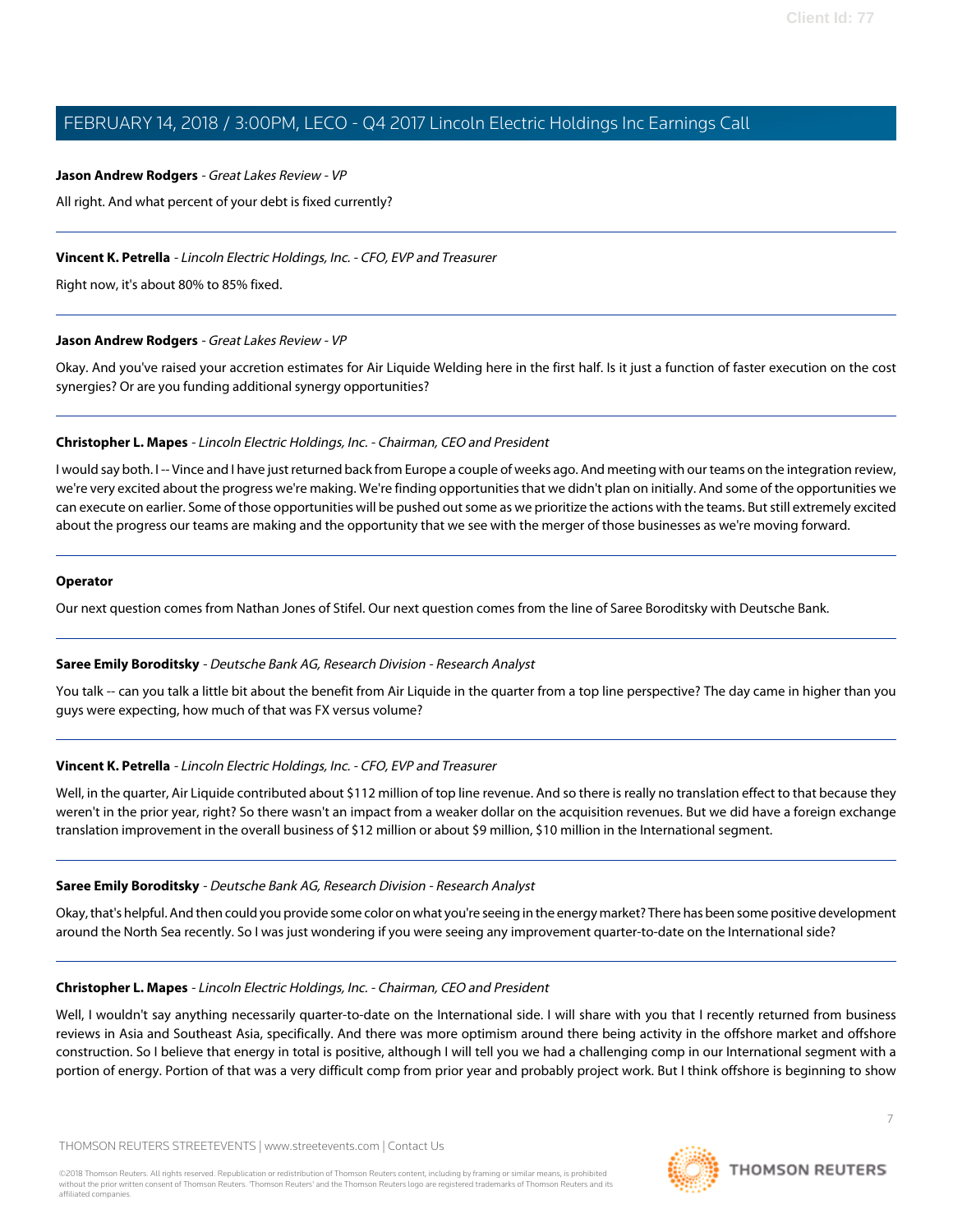**Jason Andrew Rodgers** - *Great Lakes Review - VP*

All right. And what percent of your debt is fixed currently?

---

**Vincent K. Petrella** - *Lincoln Electric Holdings, Inc. - CFO, EVP and Treasurer*

Right now, it's about 80% to 85% fixed.

---

**Jason Andrew Rodgers** - *Great Lakes Review - VP*

Okay. And you've raised your accretion estimates for Air Liquide Welding here in the first half. Is it just a function of faster execution on the cost synergies? Or are you funding additional synergy opportunities?

---

**Christopher L. Mapes** - *Lincoln Electric Holdings, Inc. - Chairman, CEO and President*

I would say both. I -- Vince and I have just returned back from Europe a couple of weeks ago. And meeting with our teams on the integration review, we're very excited about the progress we're making. We're finding opportunities that we didn't plan on initially. And some of the opportunities we can execute on earlier. Some of those opportunities will be pushed out some as we prioritize the actions with the teams. But still extremely excited about the progress our teams are making and the opportunity that we see with the merger of those businesses as we're moving forward.

---

**Operator**

Our next question comes from Nathan Jones of Stifel. Our next question comes from the line of Saree Boroditsky with Deutsche Bank.

---

**Saree Emily Boroditsky** - *Deutsche Bank AG, Research Division - Research Analyst*

You talk -- can you talk a little bit about the benefit from Air Liquide in the quarter from a top line perspective? The day came in higher than you guys were expecting, how much of that was FX versus volume?

---

**Vincent K. Petrella** - *Lincoln Electric Holdings, Inc. - CFO, EVP and Treasurer*

Well, in the quarter, Air Liquide contributed about $112 million of top line revenue. And so there is really no translation effect to that because they weren't in the prior year, right? So there wasn't an impact from a weaker dollar on the acquisition revenues. But we did have a foreign exchange translation improvement in the overall business of $12 million or about $9 million, $10 million in the International segment.

---

**Saree Emily Boroditsky** - *Deutsche Bank AG, Research Division - Research Analyst*

Okay, that's helpful. And then could you provide some color on what you're seeing in the energy market? There has been some positive development around the North Sea recently. So I was just wondering if you were seeing any improvement quarter-to-date on the International side?

---

**Christopher L. Mapes** - *Lincoln Electric Holdings, Inc. - Chairman, CEO and President*

Well, I wouldn't say anything necessarily quarter-to-date on the International side. I will share with you that I recently returned from business reviews in Asia and Southeast Asia, specifically. And there was more optimism around there being activity in the offshore market and offshore construction. So I believe that energy in total is positive, although I will tell you we had a challenging comp in our International segment with a portion of energy. Portion of that was a very difficult comp from prior year and probably project work. But I think offshore is beginning to show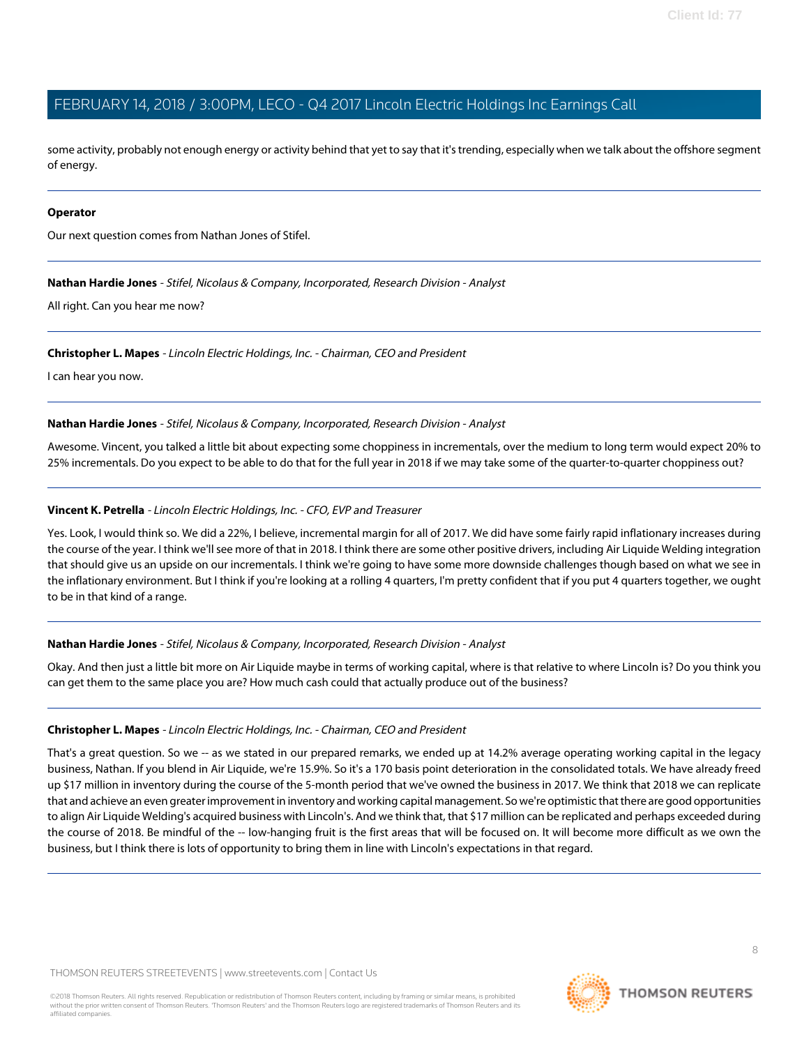some activity, probably not enough energy or activity behind that yet to say that it's trending, especially when we talk about the offshore segment of energy.

---

**Operator**

Our next question comes from Nathan Jones of Stifel.

---

**Nathan Hardie Jones** - *Stifel, Nicolaus & Company, Incorporated, Research Division - Analyst*

All right. Can you hear me now?

---

**Christopher L. Mapes** - *Lincoln Electric Holdings, Inc. - Chairman, CEO and President*

I can hear you now.

---

**Nathan Hardie Jones** - *Stifel, Nicolaus & Company, Incorporated, Research Division - Analyst*

Awesome. Vincent, you talked a little bit about expecting some choppiness in incrementals, over the medium to long term would expect 20% to 25% incrementals. Do you expect to be able to do that for the full year in 2018 if we may take some of the quarter-to-quarter choppiness out?

---

**Vincent K. Petrella** - *Lincoln Electric Holdings, Inc. - CFO, EVP and Treasurer*

Yes. Look, I would think so. We did a 22%, I believe, incremental margin for all of 2017. We did have some fairly rapid inflationary increases during the course of the year. I think we'll see more of that in 2018. I think there are some other positive drivers, including Air Liquide Welding integration that should give us an upside on our incrementals. I think we're going to have some more downside challenges though based on what we see in the inflationary environment. But I think if you're looking at a rolling 4 quarters, I'm pretty confident that if you put 4 quarters together, we ought to be in that kind of a range.

---

**Nathan Hardie Jones** - *Stifel, Nicolaus & Company, Incorporated, Research Division - Analyst*

Okay. And then just a little bit more on Air Liquide maybe in terms of working capital, where is that relative to where Lincoln is? Do you think you can get them to the same place you are? How much cash could that actually produce out of the business?

---

**Christopher L. Mapes** - *Lincoln Electric Holdings, Inc. - Chairman, CEO and President*

That's a great question. So we -- as we stated in our prepared remarks, we ended up at 14.2% average operating working capital in the legacy business, Nathan. If you blend in Air Liquide, we're 15.9%. So it's a 170 basis point deterioration in the consolidated totals. We have already freed up $17 million in inventory during the course of the 5-month period that we've owned the business in 2017. We think that 2018 we can replicate that and achieve an even greater improvement in inventory and working capital management. So we're optimistic that there are good opportunities to align Air Liquide Welding's acquired business with Lincoln's. And we think that, that $17 million can be replicated and perhaps exceeded during the course of 2018. Be mindful of the -- low-hanging fruit is the first areas that will be focused on. It will become more difficult as we own the business, but I think there is lots of opportunity to bring them in line with Lincoln's expectations in that regard.

---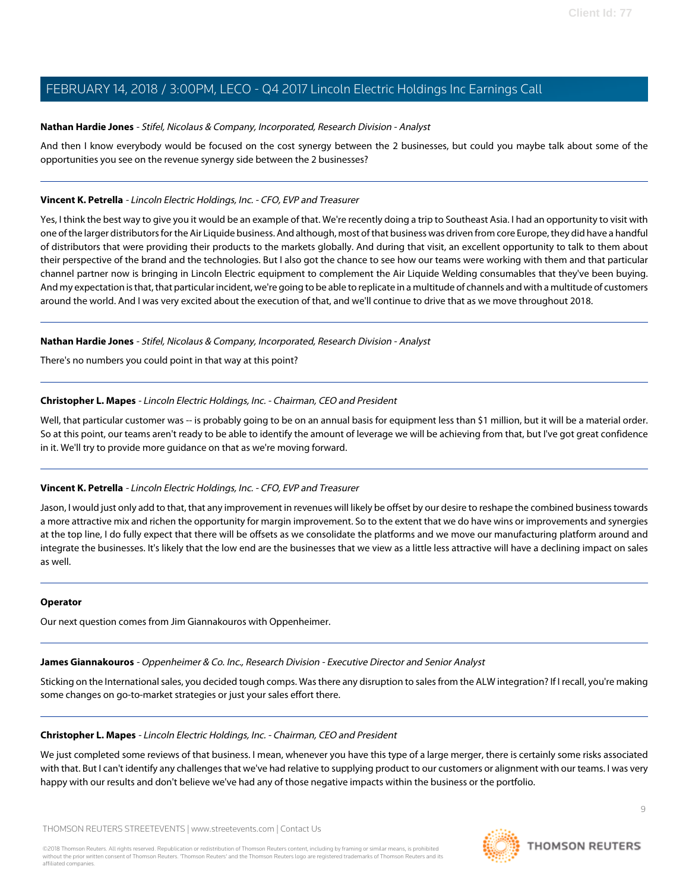**Nathan Hardie Jones** - *Stifel, Nicolaus & Company, Incorporated, Research Division - Analyst*

And then I know everybody would be focused on the cost synergy between the 2 businesses, but could you maybe talk about some of the opportunities you see on the revenue synergy side between the 2 businesses?

---

**Vincent K. Petrella** - *Lincoln Electric Holdings, Inc. - CFO, EVP and Treasurer*

Yes, I think the best way to give you it would be an example of that. We're recently doing a trip to Southeast Asia. I had an opportunity to visit with one of the larger distributors for the Air Liquide business. And although, most of that business was driven from core Europe, they did have a handful of distributors that were providing their products to the markets globally. And during that visit, an excellent opportunity to talk to them about their perspective of the brand and the technologies. But I also got the chance to see how our teams were working with them and that particular channel partner now is bringing in Lincoln Electric equipment to complement the Air Liquide Welding consumables that they've been buying. And my expectation is that, that particular incident, we're going to be able to replicate in a multitude of channels and with a multitude of customers around the world. And I was very excited about the execution of that, and we'll continue to drive that as we move throughout 2018.

---

**Nathan Hardie Jones** - *Stifel, Nicolaus & Company, Incorporated, Research Division - Analyst*

There's no numbers you could point in that way at this point?

---

**Christopher L. Mapes** - *Lincoln Electric Holdings, Inc. - Chairman, CEO and President*

Well, that particular customer was -- is probably going to be on an annual basis for equipment less than $1 million, but it will be a material order. So at this point, our teams aren't ready to be able to identify the amount of leverage we will be achieving from that, but I've got great confidence in it. We'll try to provide more guidance on that as we're moving forward.

---

**Vincent K. Petrella** - *Lincoln Electric Holdings, Inc. - CFO, EVP and Treasurer*

Jason, I would just only add to that, that any improvement in revenues will likely be offset by our desire to reshape the combined business towards a more attractive mix and richen the opportunity for margin improvement. So to the extent that we do have wins or improvements and synergies at the top line, I do fully expect that there will be offsets as we consolidate the platforms and we move our manufacturing platform around and integrate the businesses. It's likely that the low end are the businesses that we view as a little less attractive will have a declining impact on sales as well.

---

**Operator**

Our next question comes from Jim Giannakouros with Oppenheimer.

---

**James Giannakouros** - *Oppenheimer & Co. Inc., Research Division - Executive Director and Senior Analyst*

Sticking on the International sales, you decided tough comps. Was there any disruption to sales from the ALW integration? If I recall, you're making some changes on go-to-market strategies or just your sales effort there.

---

**Christopher L. Mapes** - *Lincoln Electric Holdings, Inc. - Chairman, CEO and President*

We just completed some reviews of that business. I mean, whenever you have this type of a large merger, there is certainly some risks associated with that. But I can't identify any challenges that we've had relative to supplying product to our customers or alignment with our teams. I was very happy with our results and don't believe we've had any of those negative impacts within the business or the portfolio.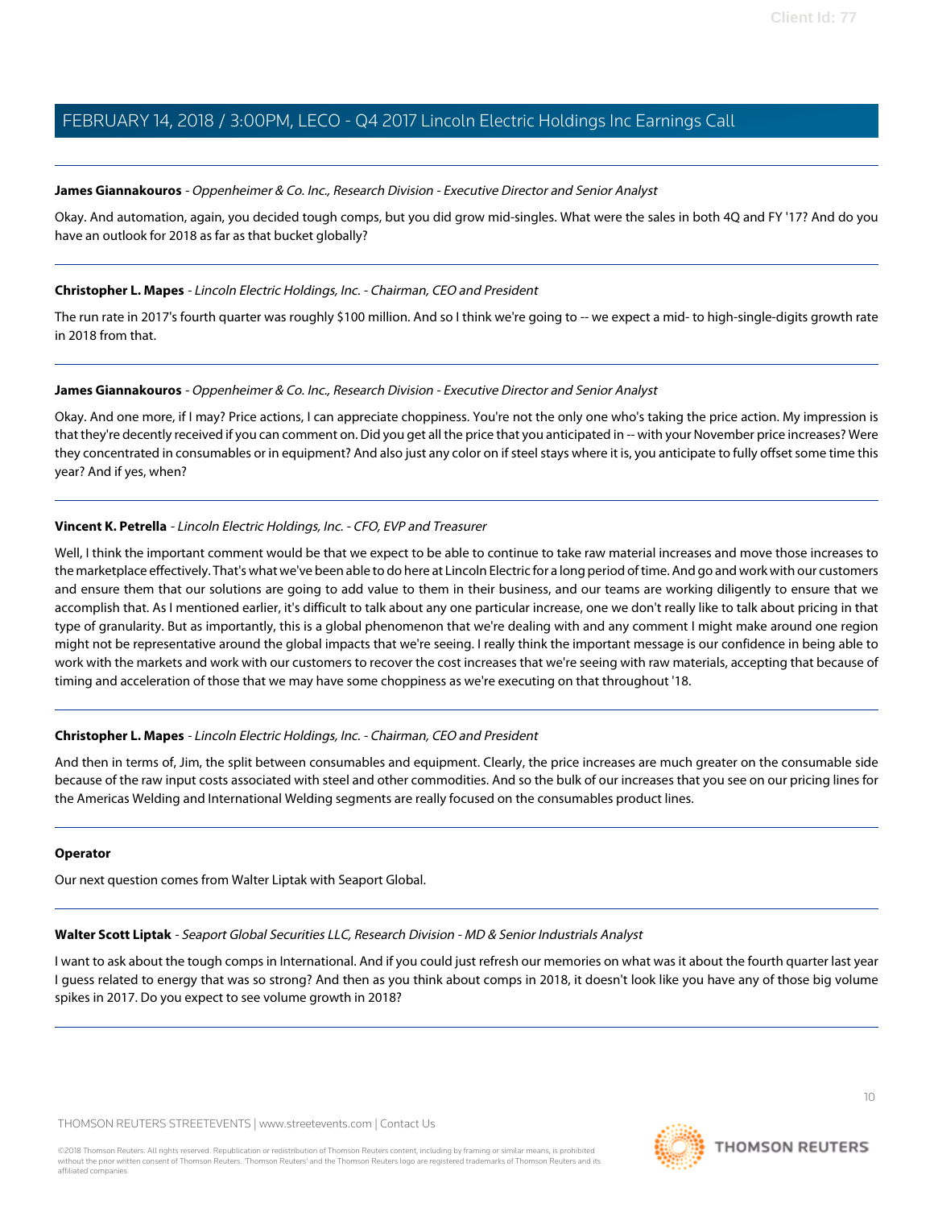**James Giannakouros** - *Oppenheimer & Co. Inc., Research Division - Executive Director and Senior Analyst*

Okay. And automation, again, you decided tough comps, but you did grow mid-singles. What were the sales in both 4Q and FY '17? And do you have an outlook for 2018 as far as that bucket globally?

---

**Christopher L. Mapes** - *Lincoln Electric Holdings, Inc. - Chairman, CEO and President*

The run rate in 2017's fourth quarter was roughly $100 million. And so I think we're going to -- we expect a mid- to high-single-digits growth rate in 2018 from that.

---

**James Giannakouros** - *Oppenheimer & Co. Inc., Research Division - Executive Director and Senior Analyst*

Okay. And one more, if I may? Price actions, I can appreciate choppiness. You're not the only one who's taking the price action. My impression is that they're decently received if you can comment on. Did you get all the price that you anticipated in -- with your November price increases? Were they concentrated in consumables or in equipment? And also just any color on if steel stays where it is, you anticipate to fully offset some time this year? And if yes, when?

---

**Vincent K. Petrella** - *Lincoln Electric Holdings, Inc. - CFO, EVP and Treasurer*

Well, I think the important comment would be that we expect to be able to continue to take raw material increases and move those increases to the marketplace effectively. That's what we've been able to do here at Lincoln Electric for a long period of time. And go and work with our customers and ensure them that our solutions are going to add value to them in their business, and our teams are working diligently to ensure that we accomplish that. As I mentioned earlier, it's difficult to talk about any one particular increase, one we don't really like to talk about pricing in that type of granularity. But as importantly, this is a global phenomenon that we're dealing with and any comment I might make around one region might not be representative around the global impacts that we're seeing. I really think the important message is our confidence in being able to work with the markets and work with our customers to recover the cost increases that we're seeing with raw materials, accepting that because of timing and acceleration of those that we may have some choppiness as we're executing on that throughout '18.

---

**Christopher L. Mapes** - *Lincoln Electric Holdings, Inc. - Chairman, CEO and President*

And then in terms of, Jim, the split between consumables and equipment. Clearly, the price increases are much greater on the consumable side because of the raw input costs associated with steel and other commodities. And so the bulk of our increases that you see on our pricing lines for the Americas Welding and International Welding segments are really focused on the consumables product lines.

---

**Operator**

Our next question comes from Walter Liptak with Seaport Global.

---

**Walter Scott Liptak** - *Seaport Global Securities LLC, Research Division - MD & Senior Industrials Analyst*

I want to ask about the tough comps in International. And if you could just refresh our memories on what was it about the fourth quarter last year I guess related to energy that was so strong? And then as you think about comps in 2018, it doesn't look like you have any of those big volume spikes in 2017. Do you expect to see volume growth in 2018?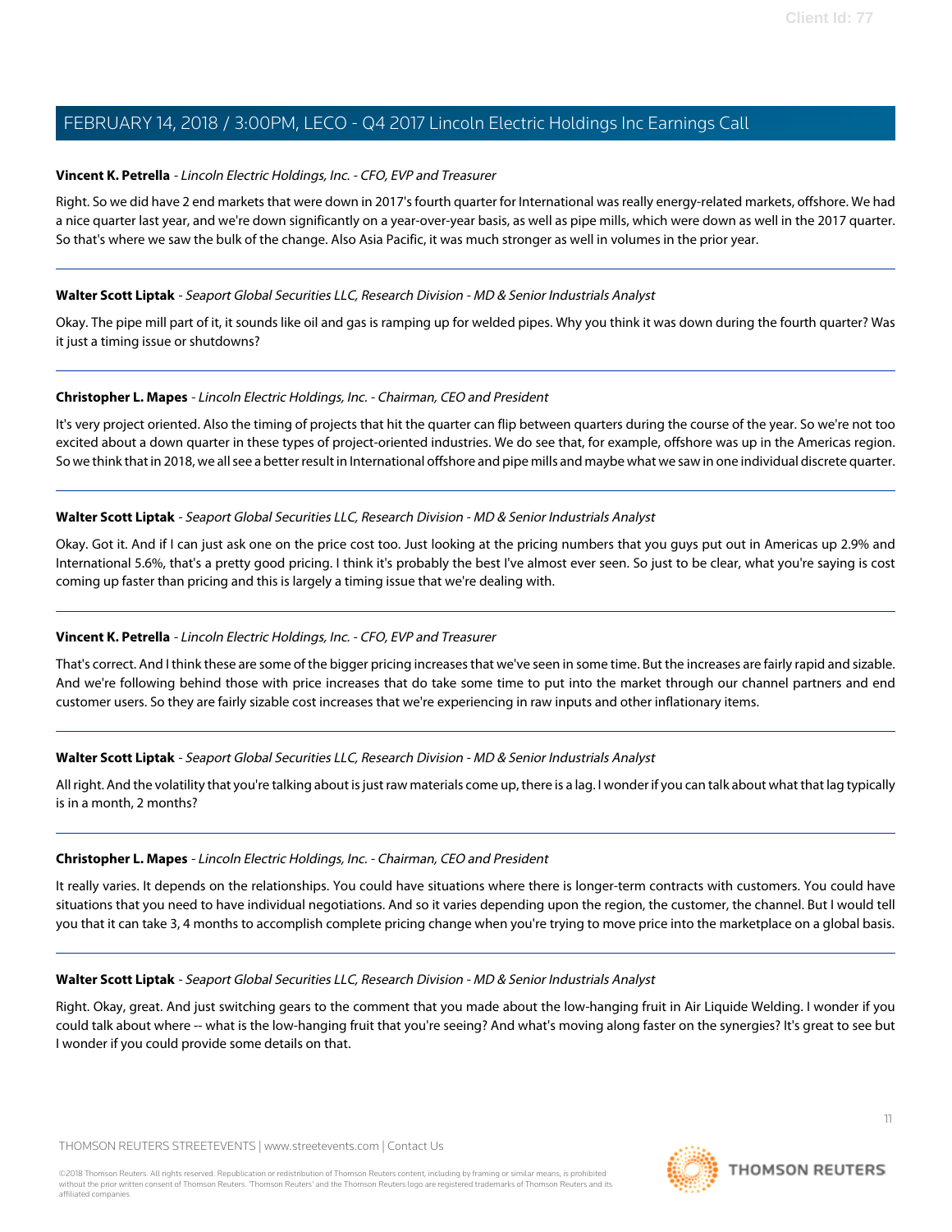**Vincent K. Petrella** - *Lincoln Electric Holdings, Inc. - CFO, EVP and Treasurer*

Right. So we did have 2 end markets that were down in 2017's fourth quarter for International was really energy-related markets, offshore. We had a nice quarter last year, and we're down significantly on a year-over-year basis, as well as pipe mills, which were down as well in the 2017 quarter. So that's where we saw the bulk of the change. Also Asia Pacific, it was much stronger as well in volumes in the prior year.

---

**Walter Scott Liptak** - *Seaport Global Securities LLC, Research Division - MD & Senior Industrials Analyst*

Okay. The pipe mill part of it, it sounds like oil and gas is ramping up for welded pipes. Why you think it was down during the fourth quarter? Was it just a timing issue or shutdowns?

---

**Christopher L. Mapes** - *Lincoln Electric Holdings, Inc. - Chairman, CEO and President*

It's very project oriented. Also the timing of projects that hit the quarter can flip between quarters during the course of the year. So we're not too excited about a down quarter in these types of project-oriented industries. We do see that, for example, offshore was up in the Americas region. So we think that in 2018, we all see a better result in International offshore and pipe mills and maybe what we saw in one individual discrete quarter.

---

**Walter Scott Liptak** - *Seaport Global Securities LLC, Research Division - MD & Senior Industrials Analyst*

Okay. Got it. And if I can just ask one on the price cost too. Just looking at the pricing numbers that you guys put out in Americas up 2.9% and International 5.6%, that's a pretty good pricing. I think it's probably the best I've almost ever seen. So just to be clear, what you're saying is cost coming up faster than pricing and this is largely a timing issue that we're dealing with.

---

**Vincent K. Petrella** - *Lincoln Electric Holdings, Inc. - CFO, EVP and Treasurer*

That's correct. And I think these are some of the bigger pricing increases that we've seen in some time. But the increases are fairly rapid and sizable. And we're following behind those with price increases that do take some time to put into the market through our channel partners and end customer users. So they are fairly sizable cost increases that we're experiencing in raw inputs and other inflationary items.

---

**Walter Scott Liptak** - *Seaport Global Securities LLC, Research Division - MD & Senior Industrials Analyst*

All right. And the volatility that you're talking about is just raw materials come up, there is a lag. I wonder if you can talk about what that lag typically is in a month, 2 months?

---

**Christopher L. Mapes** - *Lincoln Electric Holdings, Inc. - Chairman, CEO and President*

It really varies. It depends on the relationships. You could have situations where there is longer-term contracts with customers. You could have situations that you need to have individual negotiations. And so it varies depending upon the region, the customer, the channel. But I would tell you that it can take 3, 4 months to accomplish complete pricing change when you're trying to move price into the marketplace on a global basis.

---

**Walter Scott Liptak** - *Seaport Global Securities LLC, Research Division - MD & Senior Industrials Analyst*

Right. Okay, great. And just switching gears to the comment that you made about the low-hanging fruit in Air Liquide Welding. I wonder if you could talk about where -- what is the low-hanging fruit that you're seeing? And what's moving along faster on the synergies? It's great to see but I wonder if you could provide some details on that.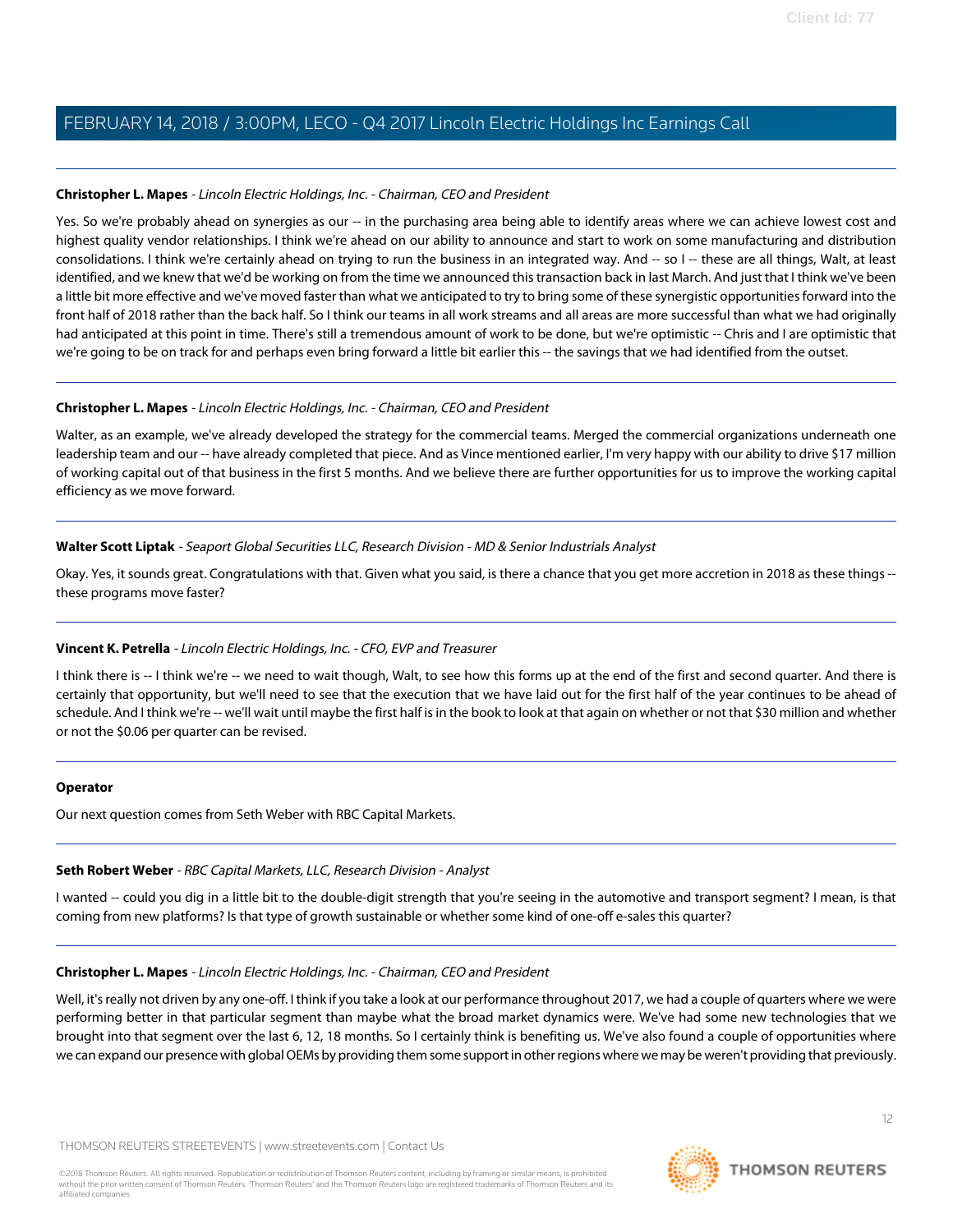**Christopher L. Mapes** - *Lincoln Electric Holdings, Inc. - Chairman, CEO and President*

Yes. So we're probably ahead on synergies as our -- in the purchasing area being able to identify areas where we can achieve lowest cost and highest quality vendor relationships. I think we're ahead on our ability to announce and start to work on some manufacturing and distribution consolidations. I think we're certainly ahead on trying to run the business in an integrated way. And -- so I -- these are all things, Walt, at least identified, and we knew that we'd be working on from the time we announced this transaction back in last March. And just that I think we've been a little bit more effective and we've moved faster than what we anticipated to try to bring some of these synergistic opportunities forward into the front half of 2018 rather than the back half. So I think our teams in all work streams and all areas are more successful than what we had originally had anticipated at this point in time. There's still a tremendous amount of work to be done, but we're optimistic -- Chris and I are optimistic that we're going to be on track for and perhaps even bring forward a little bit earlier this -- the savings that we had identified from the outset.

---

**Christopher L. Mapes** - *Lincoln Electric Holdings, Inc. - Chairman, CEO and President*

Walter, as an example, we've already developed the strategy for the commercial teams. Merged the commercial organizations underneath one leadership team and our -- have already completed that piece. And as Vince mentioned earlier, I'm very happy with our ability to drive $17 million of working capital out of that business in the first 5 months. And we believe there are further opportunities for us to improve the working capital efficiency as we move forward.

---

**Walter Scott Liptak** - *Seaport Global Securities LLC, Research Division - MD & Senior Industrials Analyst*

Okay. Yes, it sounds great. Congratulations with that. Given what you said, is there a chance that you get more accretion in 2018 as these things -- these programs move faster?

---

**Vincent K. Petrella** - *Lincoln Electric Holdings, Inc. - CFO, EVP and Treasurer*

I think there is -- I think we're -- we need to wait though, Walt, to see how this forms up at the end of the first and second quarter. And there is certainly that opportunity, but we'll need to see that the execution that we have laid out for the first half of the year continues to be ahead of schedule. And I think we're -- we'll wait until maybe the first half is in the book to look at that again on whether or not that $30 million and whether or not the $0.06 per quarter can be revised.

---

**Operator**

Our next question comes from Seth Weber with RBC Capital Markets.

---

**Seth Robert Weber** - *RBC Capital Markets, LLC, Research Division - Analyst*

I wanted -- could you dig in a little bit to the double-digit strength that you're seeing in the automotive and transport segment? I mean, is that coming from new platforms? Is that type of growth sustainable or whether some kind of one-off e-sales this quarter?

---

**Christopher L. Mapes** - *Lincoln Electric Holdings, Inc. - Chairman, CEO and President*

Well, it's really not driven by any one-off. I think if you take a look at our performance throughout 2017, we had a couple of quarters where we were performing better in that particular segment than maybe what the broad market dynamics were. We've had some new technologies that we brought into that segment over the last 6, 12, 18 months. So I certainly think is benefiting us. We've also found a couple of opportunities where we can expand our presence with global OEMs by providing them some support in other regions where we may be weren't providing that previously.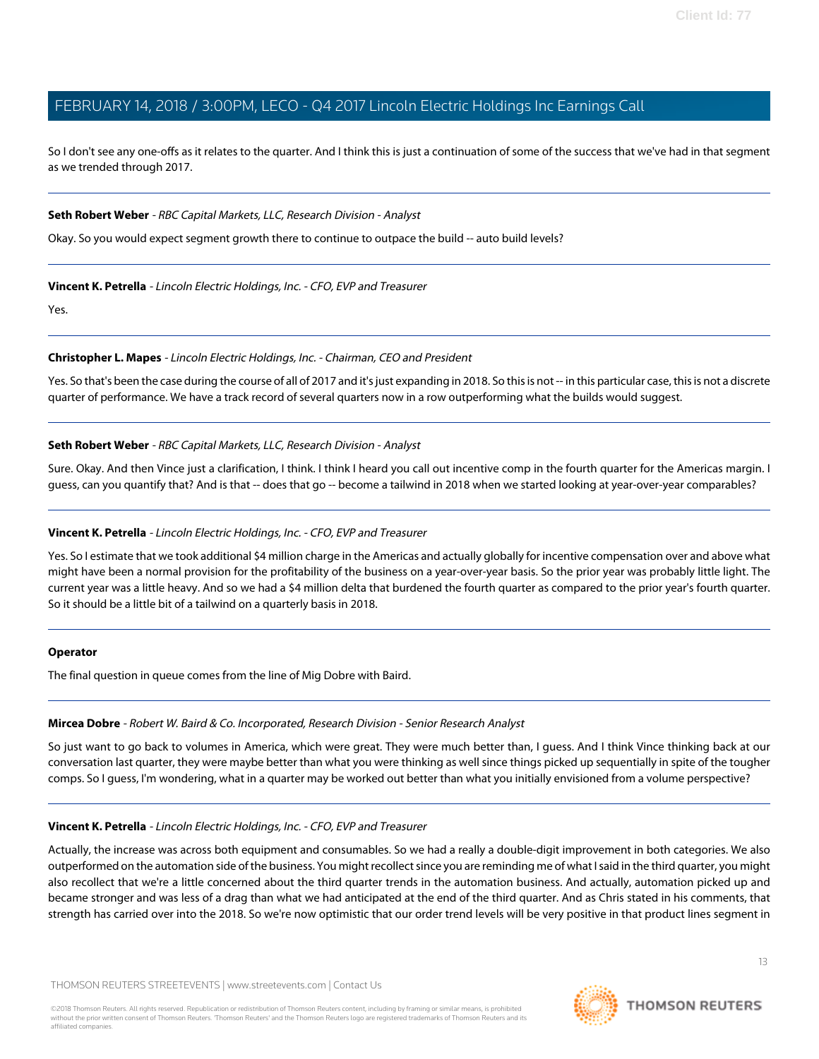So I don't see any one-offs as it relates to the quarter. And I think this is just a continuation of some of the success that we've had in that segment as we trended through 2017.

---

**Seth Robert Weber** - *RBC Capital Markets, LLC, Research Division - Analyst*

Okay. So you would expect segment growth there to continue to outpace the build -- auto build levels?

---

**Vincent K. Petrella** - *Lincoln Electric Holdings, Inc. - CFO, EVP and Treasurer*

Yes.

---

**Christopher L. Mapes** - *Lincoln Electric Holdings, Inc. - Chairman, CEO and President*

Yes. So that's been the case during the course of all of 2017 and it's just expanding in 2018. So this is not -- in this particular case, this is not a discrete quarter of performance. We have a track record of several quarters now in a row outperforming what the builds would suggest.

---

**Seth Robert Weber** - *RBC Capital Markets, LLC, Research Division - Analyst*

Sure. Okay. And then Vince just a clarification, I think. I think I heard you call out incentive comp in the fourth quarter for the Americas margin. I guess, can you quantify that? And is that -- does that go -- become a tailwind in 2018 when we started looking at year-over-year comparables?

---

**Vincent K. Petrella** - *Lincoln Electric Holdings, Inc. - CFO, EVP and Treasurer*

Yes. So I estimate that we took additional $4 million charge in the Americas and actually globally for incentive compensation over and above what might have been a normal provision for the profitability of the business on a year-over-year basis. So the prior year was probably little light. The current year was a little heavy. And so we had a $4 million delta that burdened the fourth quarter as compared to the prior year's fourth quarter. So it should be a little bit of a tailwind on a quarterly basis in 2018.

---

**Operator**

The final question in queue comes from the line of Mig Dobre with Baird.

---

**Mircea Dobre** - *Robert W. Baird & Co. Incorporated, Research Division - Senior Research Analyst*

So just want to go back to volumes in America, which were great. They were much better than, I guess. And I think Vince thinking back at our conversation last quarter, they were maybe better than what you were thinking as well since things picked up sequentially in spite of the tougher comps. So I guess, I'm wondering, what in a quarter may be worked out better than what you initially envisioned from a volume perspective?

---

**Vincent K. Petrella** - *Lincoln Electric Holdings, Inc. - CFO, EVP and Treasurer*

Actually, the increase was across both equipment and consumables. So we had a really a double-digit improvement in both categories. We also outperformed on the automation side of the business. You might recollect since you are reminding me of what I said in the third quarter, you might also recollect that we're a little concerned about the third quarter trends in the automation business. And actually, automation picked up and became stronger and was less of a drag than what we had anticipated at the end of the third quarter. And as Chris stated in his comments, that strength has carried over into the 2018. So we're now optimistic that our order trend levels will be very positive in that product lines segment in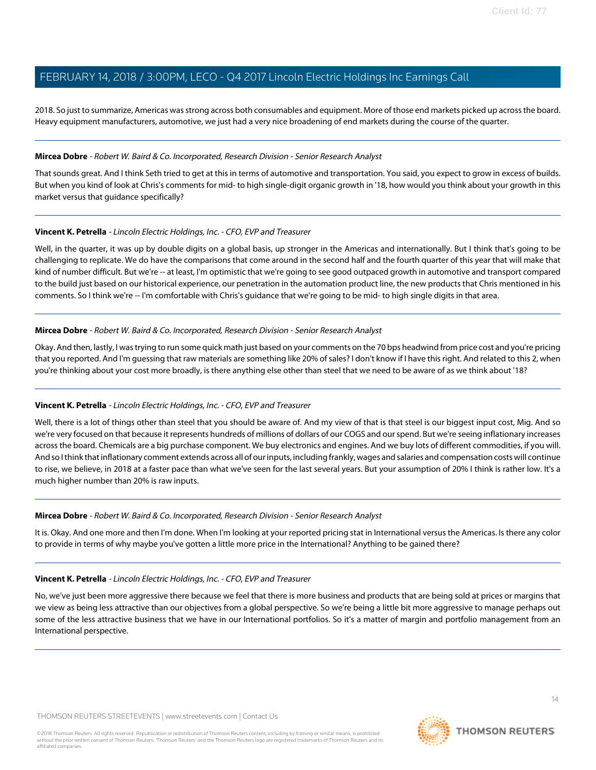2018. So just to summarize, Americas was strong across both consumables and equipment. More of those end markets picked up across the board. Heavy equipment manufacturers, automotive, we just had a very nice broadening of end markets during the course of the quarter.

---

**Mircea Dobre** - *Robert W. Baird & Co. Incorporated, Research Division - Senior Research Analyst*

That sounds great. And I think Seth tried to get at this in terms of automotive and transportation. You said, you expect to grow in excess of builds. But when you kind of look at Chris's comments for mid- to high single-digit organic growth in '18, how would you think about your growth in this market versus that guidance specifically?

---

**Vincent K. Petrella** - *Lincoln Electric Holdings, Inc. - CFO, EVP and Treasurer*

Well, in the quarter, it was up by double digits on a global basis, up stronger in the Americas and internationally. But I think that's going to be challenging to replicate. We do have the comparisons that come around in the second half and the fourth quarter of this year that will make that kind of number difficult. But we're -- at least, I'm optimistic that we're going to see good outpaced growth in automotive and transport compared to the build just based on our historical experience, our penetration in the automation product line, the new products that Chris mentioned in his comments. So I think we're -- I'm comfortable with Chris's guidance that we're going to be mid- to high single digits in that area.

---

**Mircea Dobre** - *Robert W. Baird & Co. Incorporated, Research Division - Senior Research Analyst*

Okay. And then, lastly, I was trying to run some quick math just based on your comments on the 70 bps headwind from price cost and you're pricing that you reported. And I'm guessing that raw materials are something like 20% of sales? I don't know if I have this right. And related to this 2, when you're thinking about your cost more broadly, is there anything else other than steel that we need to be aware of as we think about '18?

---

**Vincent K. Petrella** - *Lincoln Electric Holdings, Inc. - CFO, EVP and Treasurer*

Well, there is a lot of things other than steel that you should be aware of. And my view of that is that steel is our biggest input cost, Mig. And so we're very focused on that because it represents hundreds of millions of dollars of our COGS and our spend. But we're seeing inflationary increases across the board. Chemicals are a big purchase component. We buy electronics and engines. And we buy lots of different commodities, if you will. And so I think that inflationary comment extends across all of our inputs, including frankly, wages and salaries and compensation costs will continue to rise, we believe, in 2018 at a faster pace than what we've seen for the last several years. But your assumption of 20% I think is rather low. It's a much higher number than 20% is raw inputs.

---

**Mircea Dobre** - *Robert W. Baird & Co. Incorporated, Research Division - Senior Research Analyst*

It is. Okay. And one more and then I'm done. When I'm looking at your reported pricing stat in International versus the Americas. Is there any color to provide in terms of why maybe you've gotten a little more price in the International? Anything to be gained there?

---

**Vincent K. Petrella** - *Lincoln Electric Holdings, Inc. - CFO, EVP and Treasurer*

No, we've just been more aggressive there because we feel that there is more business and products that are being sold at prices or margins that we view as being less attractive than our objectives from a global perspective. So we're being a little bit more aggressive to manage perhaps out some of the less attractive business that we have in our International portfolios. So it's a matter of margin and portfolio management from an International perspective.

---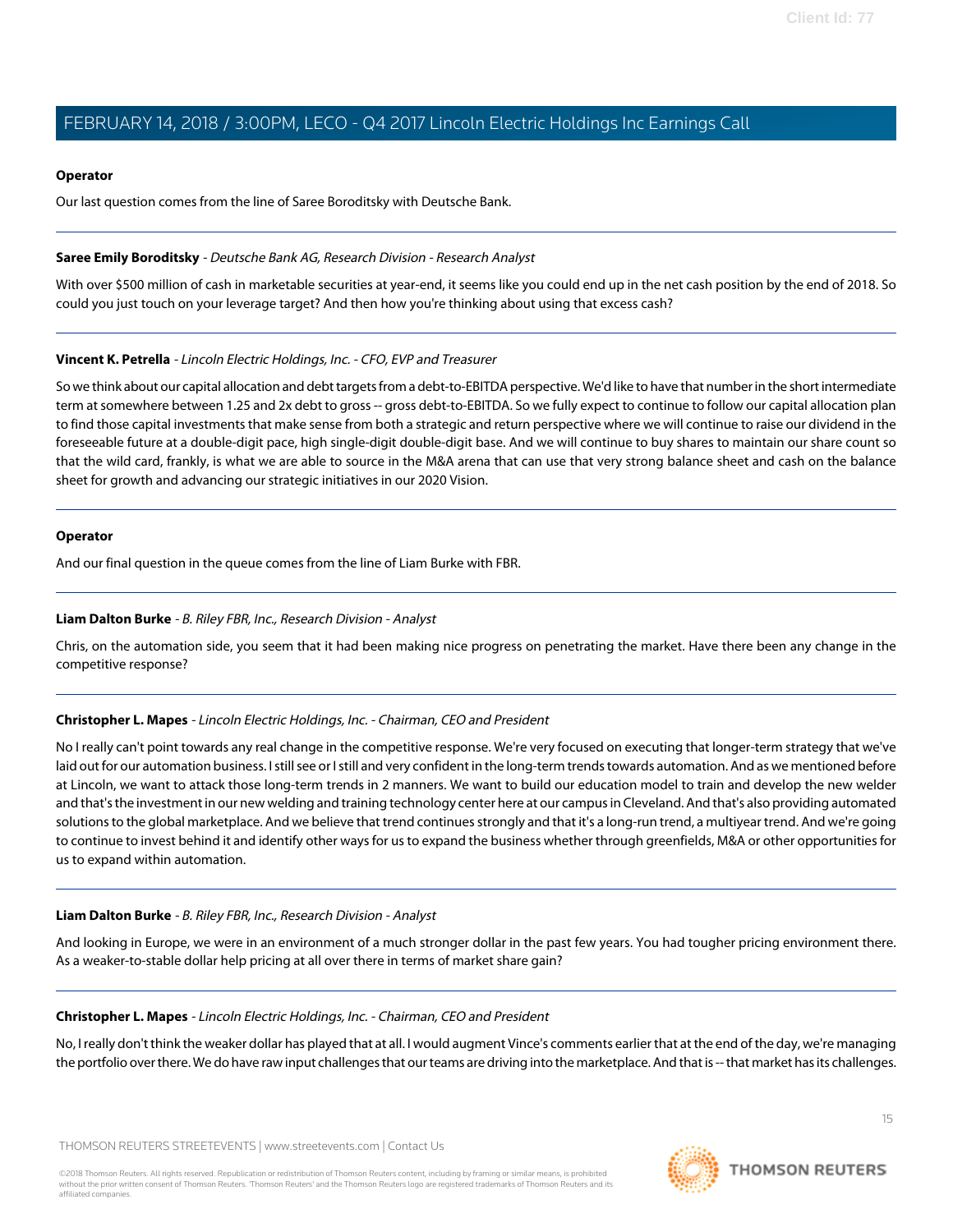**Operator**

Our last question comes from the line of Saree Boroditsky with Deutsche Bank.

---

**Saree Emily Boroditsky** - *Deutsche Bank AG, Research Division - Research Analyst*

With over $500 million of cash in marketable securities at year-end, it seems like you could end up in the net cash position by the end of 2018. So could you just touch on your leverage target? And then how you're thinking about using that excess cash?

---

**Vincent K. Petrella** - *Lincoln Electric Holdings, Inc. - CFO, EVP and Treasurer*

So we think about our capital allocation and debt targets from a debt-to-EBITDA perspective. We'd like to have that number in the short intermediate term at somewhere between 1.25 and 2x debt to gross -- gross debt-to-EBITDA. So we fully expect to continue to follow our capital allocation plan to find those capital investments that make sense from both a strategic and return perspective where we will continue to raise our dividend in the foreseeable future at a double-digit pace, high single-digit double-digit base. And we will continue to buy shares to maintain our share count so that the wild card, frankly, is what we are able to source in the M&A arena that can use that very strong balance sheet and cash on the balance sheet for growth and advancing our strategic initiatives in our 2020 Vision.

---

**Operator**

And our final question in the queue comes from the line of Liam Burke with FBR.

---

**Liam Dalton Burke** - *B. Riley FBR, Inc., Research Division - Analyst*

Chris, on the automation side, you seem that it had been making nice progress on penetrating the market. Have there been any change in the competitive response?

---

**Christopher L. Mapes** - *Lincoln Electric Holdings, Inc. - Chairman, CEO and President*

No I really can't point towards any real change in the competitive response. We're very focused on executing that longer-term strategy that we've laid out for our automation business. I still see or I still and very confident in the long-term trends towards automation. And as we mentioned before at Lincoln, we want to attack those long-term trends in 2 manners. We want to build our education model to train and develop the new welder and that's the investment in our new welding and training technology center here at our campus in Cleveland. And that's also providing automated solutions to the global marketplace. And we believe that trend continues strongly and that it's a long-run trend, a multiyear trend. And we're going to continue to invest behind it and identify other ways for us to expand the business whether through greenfields, M&A or other opportunities for us to expand within automation.

---

**Liam Dalton Burke** - *B. Riley FBR, Inc., Research Division - Analyst*

And looking in Europe, we were in an environment of a much stronger dollar in the past few years. You had tougher pricing environment there. As a weaker-to-stable dollar help pricing at all over there in terms of market share gain?

---

**Christopher L. Mapes** - *Lincoln Electric Holdings, Inc. - Chairman, CEO and President*

No, I really don't think the weaker dollar has played that at all. I would augment Vince's comments earlier that at the end of the day, we're managing the portfolio over there. We do have raw input challenges that our teams are driving into the marketplace. And that is -- that market has its challenges.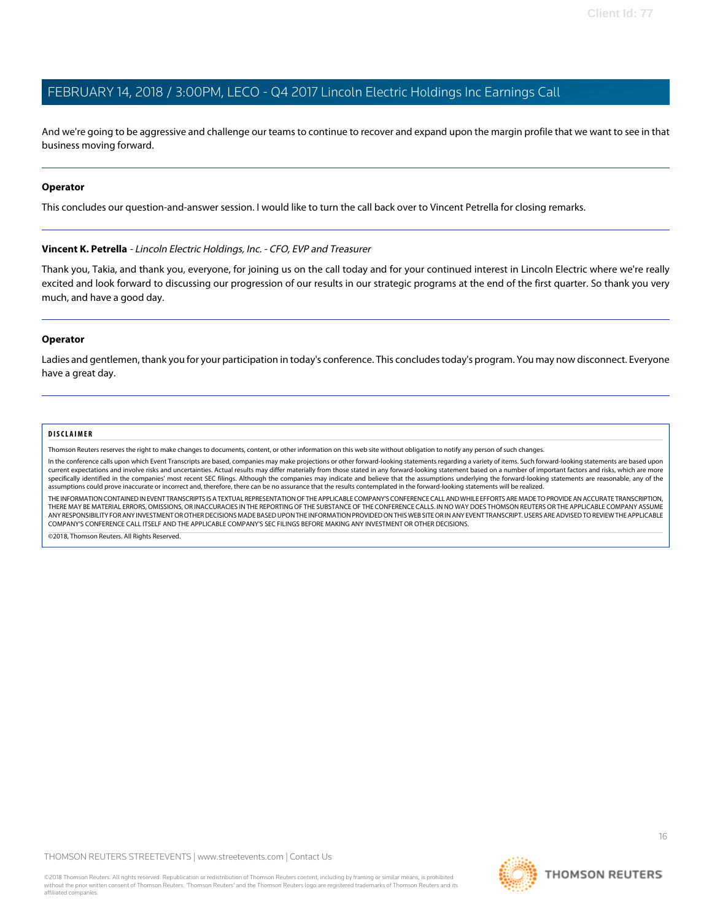And we're going to be aggressive and challenge our teams to continue to recover and expand upon the margin profile that we want to see in that business moving forward.

---

**Operator**

This concludes our question-and-answer session. I would like to turn the call back over to Vincent Petrella for closing remarks.

---

**Vincent K. Petrella** - *Lincoln Electric Holdings, Inc. - CFO, EVP and Treasurer*

Thank you, Takia, and thank you, everyone, for joining us on the call today and for your continued interest in Lincoln Electric where we're really excited and look forward to discussing our progression of our results in our strategic programs at the end of the first quarter. So thank you very much, and have a good day.

---

**Operator**

Ladies and gentlemen, thank you for your participation in today's conference. This concludes today's program. You may now disconnect. Everyone have a great day.

---

**DISCLAIMER**

Thomson Reuters reserves the right to make changes to documents, content, or other information on this web site without obligation to notify any person of such changes.

In the conference calls upon which Event Transcripts are based, companies may make projections or other forward-looking statements regarding a variety of items. Such forward-looking statements are based upon current expectations and involve risks and uncertainties. Actual results may differ materially from those stated in any forward-looking statement based on a number of important factors and risks, which are more specifically identified in the companies' most recent SEC filings. Although the companies may indicate and believe that the assumptions underlying the forward-looking statements are reasonable, any of the assumptions could prove inaccurate or incorrect and, therefore, there can be no assurance that the results contemplated in the forward-looking statements will be realized.

THE INFORMATION CONTAINED IN EVENT TRANSCRIPTS IS A TEXTUAL REPRESENTATION OF THE APPLICABLE COMPANY'S CONFERENCE CALL AND WHILE EFFORTS ARE MADE TO PROVIDE AN ACCURATE TRANSCRIPTION, THERE MAY BE MATERIAL ERRORS, OMISSIONS, OR INACCURACIES IN THE REPORTING OF THE SUBSTANCE OF THE CONFERENCE CALLS. IN NO WAY DOES THOMSON REUTERS OR THE APPLICABLE COMPANY ASSUME ANY RESPONSIBILITY FOR ANY INVESTMENT OR OTHER DECISIONS MADE BASED UPON THE INFORMATION PROVIDED ON THIS WEB SITE OR IN ANY EVENT TRANSCRIPT. USERS ARE ADVISED TO REVIEW THE APPLICABLE COMPANY'S CONFERENCE CALL ITSELF AND THE APPLICABLE COMPANY'S SEC FILINGS BEFORE MAKING ANY INVESTMENT OR OTHER DECISIONS.

©2018, Thomson Reuters. All Rights Reserved.